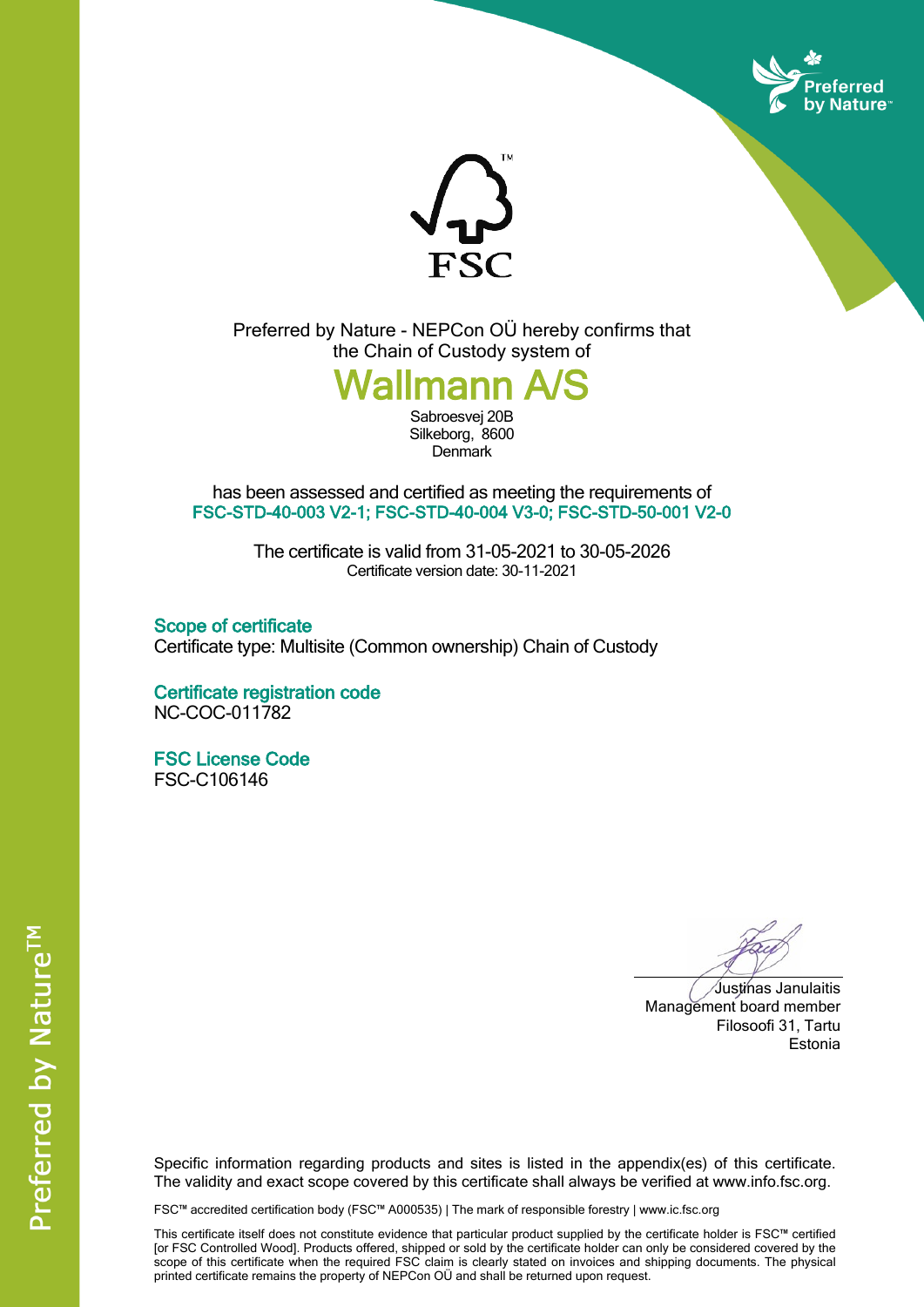Preferred by Nature - NEPCon OÜ hereby confirms that the Chain of Custody system of

# Wallmann A/S

Sabroesvej 20B
Silkeborg, 8600
Denmark

has been assessed and certified as meeting the requirements of
**FSC-STD-40-003 V2-1; FSC-STD-40-004 V3-0; FSC-STD-50-001 V2-0**

The certificate is valid from 31-05-2021 to 30-05-2026
Certificate version date: 30-11-2021

## Scope of certificate

Certificate type: Multisite (Common ownership) Chain of Custody

## Certificate registration code

NC-COC-011782

## FSC License Code

FSC-C106146

Justinas Janulaitis
Management board member
Filosoofi 31, Tartu
Estonia

Specific information regarding products and sites is listed in the appendix(es) of this certificate. The validity and exact scope covered by this certificate shall always be verified at www.info.fsc.org.

FSC™ accredited certification body (FSC™ A000535) | The mark of responsible forestry | www.ic.fsc.org

This certificate itself does not constitute evidence that particular product supplied by the certificate holder is FSC™ certified [or FSC Controlled Wood]. Products offered, shipped or sold by the certificate holder can only be considered covered by the scope of this certificate when the required FSC claim is clearly stated on invoices and shipping documents. The physical printed certificate remains the property of NEPCon OÜ and shall be returned upon request.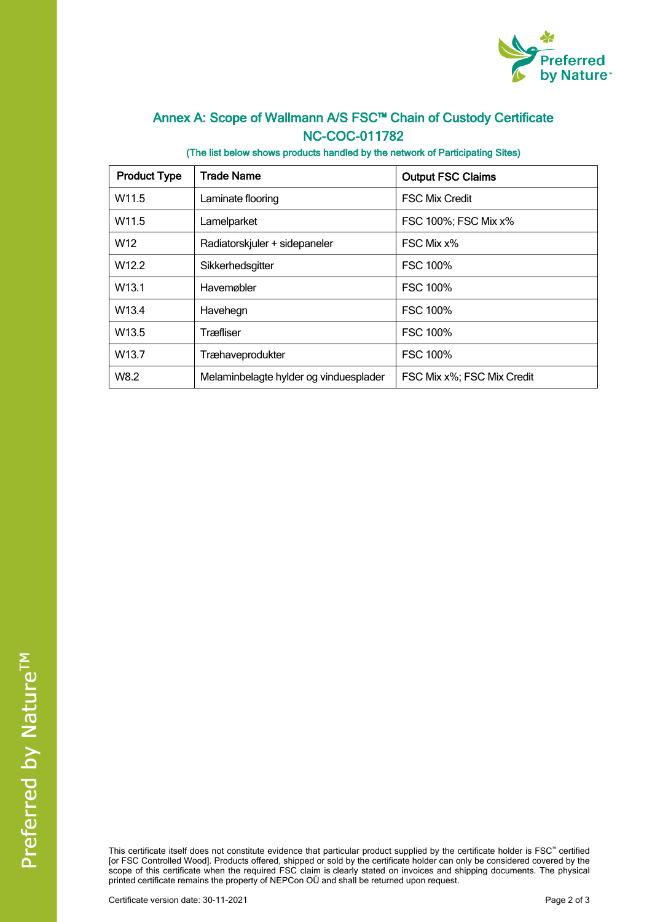## Annex A: Scope of Wallmann A/S FSC™ Chain of Custody Certificate NC-COC-011782

(The list below shows products handled by the network of Participating Sites)

| Product Type | Trade Name | Output FSC Claims |
| --- | --- | --- |
| W11.5 | Laminate flooring | FSC Mix Credit |
| W11.5 | Lamelparket | FSC 100%; FSC Mix x% |
| W12 | Radiatorskjuler + sidepaneler | FSC Mix x% |
| W12.2 | Sikkerhedsgitter | FSC 100% |
| W13.1 | Havemøbler | FSC 100% |
| W13.4 | Havehegn | FSC 100% |
| W13.5 | Træfliser | FSC 100% |
| W13.7 | Træhaveprodukter | FSC 100% |
| W8.2 | Melaminbelagte hylder og vinduesplader | FSC Mix x%; FSC Mix Credit |

This certificate itself does not constitute evidence that particular product supplied by the certificate holder is FSC™ certified [or FSC Controlled Wood]. Products offered, shipped or sold by the certificate holder can only be considered covered by the scope of this certificate when the required FSC claim is clearly stated on invoices and shipping documents. The physical printed certificate remains the property of NEPCon OÜ and shall be returned upon request.

Certificate version date: 30-11-2021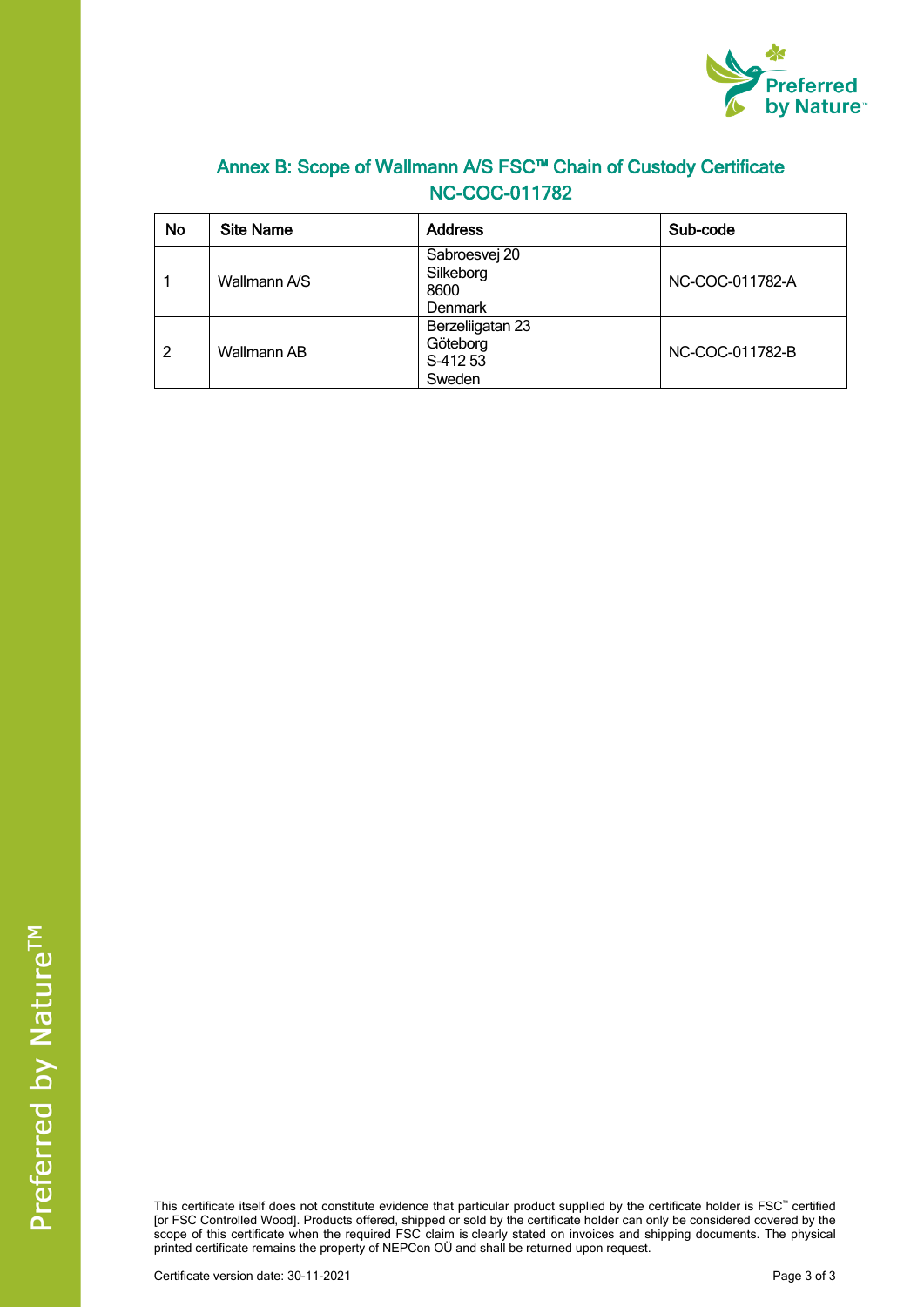## Annex B: Scope of Wallmann A/S FSC™ Chain of Custody Certificate NC-COC-011782

| No | Site Name | Address | Sub-code |
|---|---|---|---|
| 1 | Wallmann A/S | Sabroesvej 20<br>Silkeborg<br>8600<br>Denmark | NC-COC-011782-A |
| 2 | Wallmann AB | Berzeliigatan 23<br>Göteborg<br>S-412 53<br>Sweden | NC-COC-011782-B |

This certificate itself does not constitute evidence that particular product supplied by the certificate holder is FSC™ certified [or FSC Controlled Wood]. Products offered, shipped or sold by the certificate holder can only be considered covered by the scope of this certificate when the required FSC claim is clearly stated on invoices and shipping documents. The physical printed certificate remains the property of NEPCon OÜ and shall be returned upon request.

Certificate version date: 30-11-2021